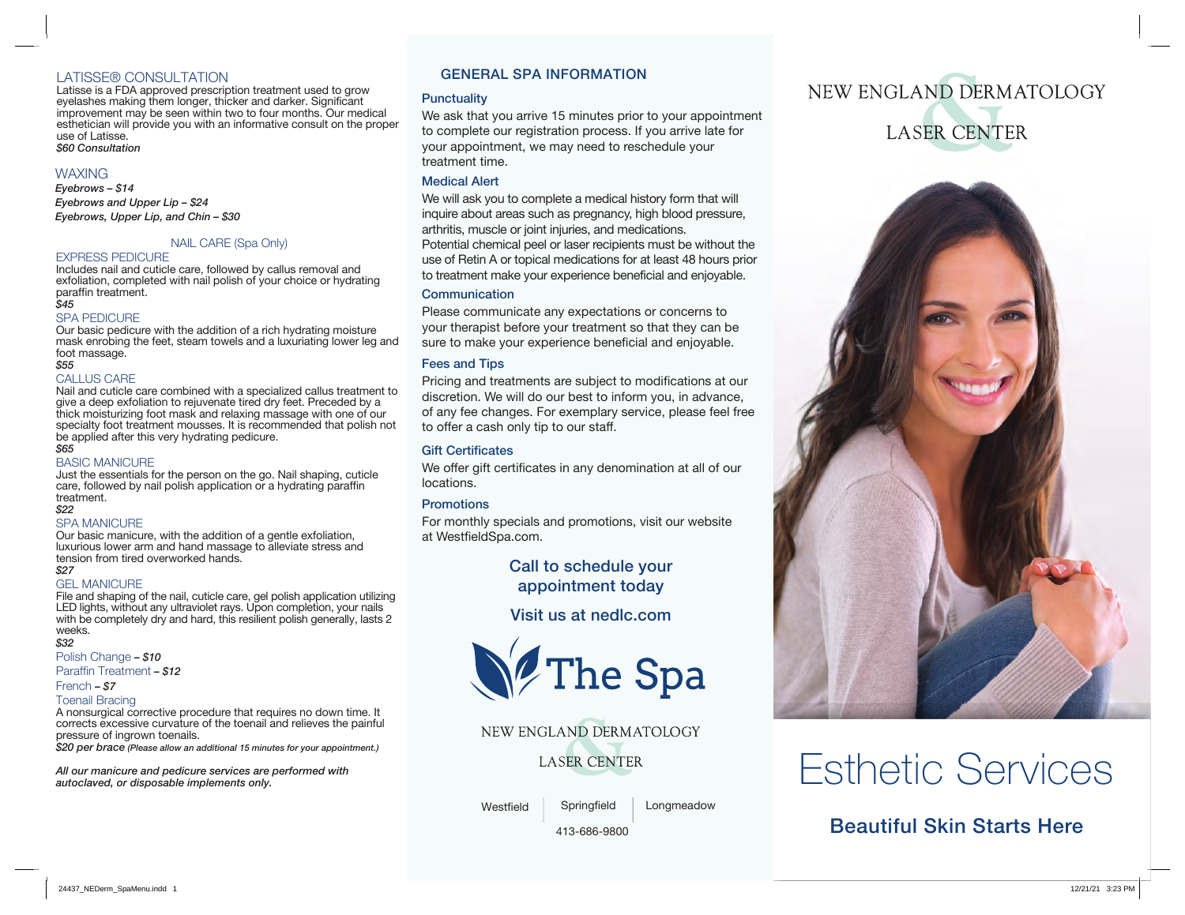## LATISSE® CONSULTATION

Latisse is a FDA approved prescription treatment used to grow eyelashes making them longer, thicker and darker. Significant improvement may be seen within two to four months. Our medical esthetician will provide you with an informative consult on the proper use of Latisse.

*$60 Consultation*

## WAXING

*Eyebrows – $14*

*Eyebrows and Upper Lip – $24*

*Eyebrows, Upper Lip, and Chin – $30*

## NAIL CARE (Spa Only)

### EXPRESS PEDICURE

Includes nail and cuticle care, followed by callus removal and exfoliation, completed with nail polish of your choice or hydrating paraffin treatment.

*$45*

### SPA PEDICURE

Our basic pedicure with the addition of a rich hydrating moisture mask enrobing the feet, steam towels and a luxuriating lower leg and foot massage.

*$55*

### CALLUS CARE

Nail and cuticle care combined with a specialized callus treatment to give a deep exfoliation to rejuvenate tired dry feet. Preceded by a thick moisturizing foot mask and relaxing massage with one of our specialty foot treatment mousses. It is recommended that polish not be applied after this very hydrating pedicure.

*$65*

### BASIC MANICURE

Just the essentials for the person on the go. Nail shaping, cuticle care, followed by nail polish application or a hydrating paraffin treatment.

*$22*

### SPA MANICURE

Our basic manicure, with the addition of a gentle exfoliation, luxurious lower arm and hand massage to alleviate stress and tension from tired overworked hands.

*$27*

### GEL MANICURE

File and shaping of the nail, cuticle care, gel polish application utilizing LED lights, without any ultraviolet rays. Upon completion, your nails with be completely dry and hard, this resilient polish generally, lasts 2 weeks.

*$32*

Polish Change *– $10*

Paraffin Treatment *– $12*

French *– $7*

### Toenail Bracing

A nonsurgical corrective procedure that requires no down time. It corrects excessive curvature of the toenail and relieves the painful pressure of ingrown toenails.

***$20 per brace*** *(Please allow an additional 15 minutes for your appointment.)*

***All our manicure and pedicure services are performed with autoclaved, or disposable implements only.***

## GENERAL SPA INFORMATION

### Punctuality

We ask that you arrive 15 minutes prior to your appointment to complete our registration process. If you arrive late for your appointment, we may need to reschedule your treatment time.

### Medical Alert

We will ask you to complete a medical history form that will inquire about areas such as pregnancy, high blood pressure, arthritis, muscle or joint injuries, and medications. Potential chemical peel or laser recipients must be without the use of Retin A or topical medications for at least 48 hours prior to treatment make your experience beneficial and enjoyable.

### Communication

Please communicate any expectations or concerns to your therapist before your treatment so that they can be sure to make your experience beneficial and enjoyable.

### Fees and Tips

Pricing and treatments are subject to modifications at our discretion. We will do our best to inform you, in advance, of any fee changes. For exemplary service, please feel free to offer a cash only tip to our staff.

### Gift Certificates

We offer gift certificates in any denomination at all of our locations.

### Promotions

For monthly specials and promotions, visit our website at WestfieldSpa.com.

**Call to schedule your appointment today**

**Visit us at nedlc.com**

The Spa

NEW ENGLAND DERMATOLOGY & LASER CENTER

Westfield | Springfield | Longmeadow

413-686-9800

NEW ENGLAND DERMATOLOGY & LASER CENTER

# Esthetic Services

**Beautiful Skin Starts Here**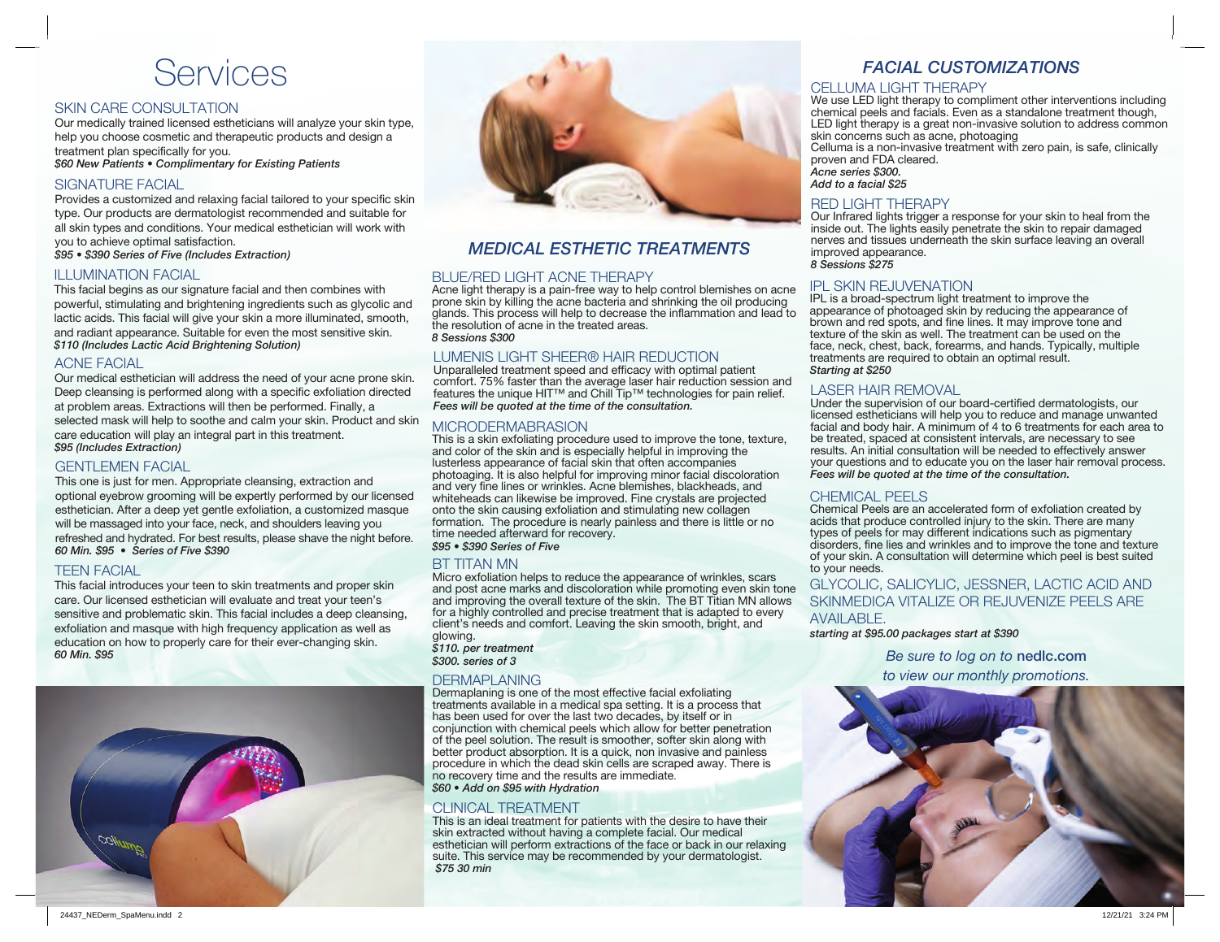# Services

## SKIN CARE CONSULTATION

Our medically trained licensed estheticians will analyze your skin type, help you choose cosmetic and therapeutic products and design a treatment plan specifically for you.

***$60 New Patients • Complimentary for Existing Patients***

## SIGNATURE FACIAL

Provides a customized and relaxing facial tailored to your specific skin type. Our products are dermatologist recommended and suitable for all skin types and conditions. Your medical esthetician will work with you to achieve optimal satisfaction.

***$95 • $390 Series of Five (Includes Extraction)***

## ILLUMINATION FACIAL

This facial begins as our signature facial and then combines with powerful, stimulating and brightening ingredients such as glycolic and lactic acids. This facial will give your skin a more illuminated, smooth, and radiant appearance. Suitable for even the most sensitive skin.

***$110 (Includes Lactic Acid Brightening Solution)***

## ACNE FACIAL

Our medical esthetician will address the need of your acne prone skin. Deep cleansing is performed along with a specific exfoliation directed at problem areas. Extractions will then be performed. Finally, a selected mask will help to soothe and calm your skin. Product and skin care education will play an integral part in this treatment.

***$95 (Includes Extraction)***

## GENTLEMEN FACIAL

This one is just for men. Appropriate cleansing, extraction and optional eyebrow grooming will be expertly performed by our licensed esthetician. After a deep yet gentle exfoliation, a customized masque will be massaged into your face, neck, and shoulders leaving you refreshed and hydrated. For best results, please shave the night before.

***60 Min. $95 • Series of Five $390***

## TEEN FACIAL

This facial introduces your teen to skin treatments and proper skin care. Our licensed esthetician will evaluate and treat your teen's sensitive and problematic skin. This facial includes a deep cleansing, exfoliation and masque with high frequency application as well as education on how to properly care for their ever-changing skin.

***60 Min. $95***

# *MEDICAL ESTHETIC TREATMENTS*

## BLUE/RED LIGHT ACNE THERAPY

Acne light therapy is a pain-free way to help control blemishes on acne prone skin by killing the acne bacteria and shrinking the oil producing glands. This process will help to decrease the inflammation and lead to the resolution of acne in the treated areas.

***8 Sessions $300***

## LUMENIS LIGHT SHEER® HAIR REDUCTION

Unparalleled treatment speed and efficacy with optimal patient comfort. 75% faster than the average laser hair reduction session and features the unique HIT™ and Chill Tip™ technologies for pain relief.

***Fees will be quoted at the time of the consultation.***

## MICRODERMABRASION

This is a skin exfoliating procedure used to improve the tone, texture, and color of the skin and is especially helpful in improving the lusterless appearance of facial skin that often accompanies photoaging. It is also helpful for improving minor facial discoloration and very fine lines or wrinkles. Acne blemishes, blackheads, and whiteheads can likewise be improved. Fine crystals are projected onto the skin causing exfoliation and stimulating new collagen formation. The procedure is nearly painless and there is little or no time needed afterward for recovery.

***$95 • $390 Series of Five***

## BT TITAN MN

Micro exfoliation helps to reduce the appearance of wrinkles, scars and post acne marks and discoloration while promoting even skin tone and improving the overall texture of the skin. The BT Titian MN allows for a highly controlled and precise treatment that is adapted to every client's needs and comfort. Leaving the skin smooth, bright, and glowing.

***$110. per treatment***
***$300. series of 3***

## DERMAPLANING

Dermaplaning is one of the most effective facial exfoliating treatments available in a medical spa setting. It is a process that has been used for over the last two decades, by itself or in conjunction with chemical peels which allow for better penetration of the peel solution. The result is smoother, softer skin along with better product absorption. It is a quick, non invasive and painless procedure in which the dead skin cells are scraped away. There is no recovery time and the results are immediate.

***$60 • Add on $95 with Hydration***

## CLINICAL TREATMENT

This is an ideal treatment for patients with the desire to have their skin extracted without having a complete facial. Our medical esthetician will perform extractions of the face or back in our relaxing suite. This service may be recommended by your dermatologist.

***$75 30 min***

# *FACIAL CUSTOMIZATIONS*

## CELLUMA LIGHT THERAPY

We use LED light therapy to compliment other interventions including chemical peels and facials. Even as a standalone treatment though, LED light therapy is a great non-invasive solution to address common skin concerns such as acne, photoaging

Celluma is a non-invasive treatment with zero pain, is safe, clinically proven and FDA cleared.

***Acne series $300.***
***Add to a facial $25***

## RED LIGHT THERAPY

Our Infrared lights trigger a response for your skin to heal from the inside out. The lights easily penetrate the skin to repair damaged nerves and tissues underneath the skin surface leaving an overall improved appearance.

***8 Sessions $275***

## IPL SKIN REJUVENATION

IPL is a broad-spectrum light treatment to improve the appearance of photoaged skin by reducing the appearance of brown and red spots, and fine lines. It may improve tone and texture of the skin as well. The treatment can be used on the face, neck, chest, back, forearms, and hands. Typically, multiple treatments are required to obtain an optimal result.

***Starting at $250***

## LASER HAIR REMOVAL

Under the supervision of our board-certified dermatologists, our licensed estheticians will help you to reduce and manage unwanted facial and body hair. A minimum of 4 to 6 treatments for each area to be treated, spaced at consistent intervals, are necessary to see results. An initial consultation will be needed to effectively answer your questions and to educate you on the laser hair removal process.

***Fees will be quoted at the time of the consultation.***

## CHEMICAL PEELS

Chemical Peels are an accelerated form of exfoliation created by acids that produce controlled injury to the skin. There are many types of peels for may different indications such as pigmentary disorders, fine lies and wrinkles and to improve the tone and texture of your skin. A consultation will determine which peel is best suited to your needs.

GLYCOLIC, SALICYLIC, JESSNER, LACTIC ACID AND SKINMEDICA VITALIZE OR REJUVENIZE PEELS ARE AVAILABLE.

***starting at $95.00 packages start at $390***

*Be sure to log on to* **nedlc.com** *to view our monthly promotions.*